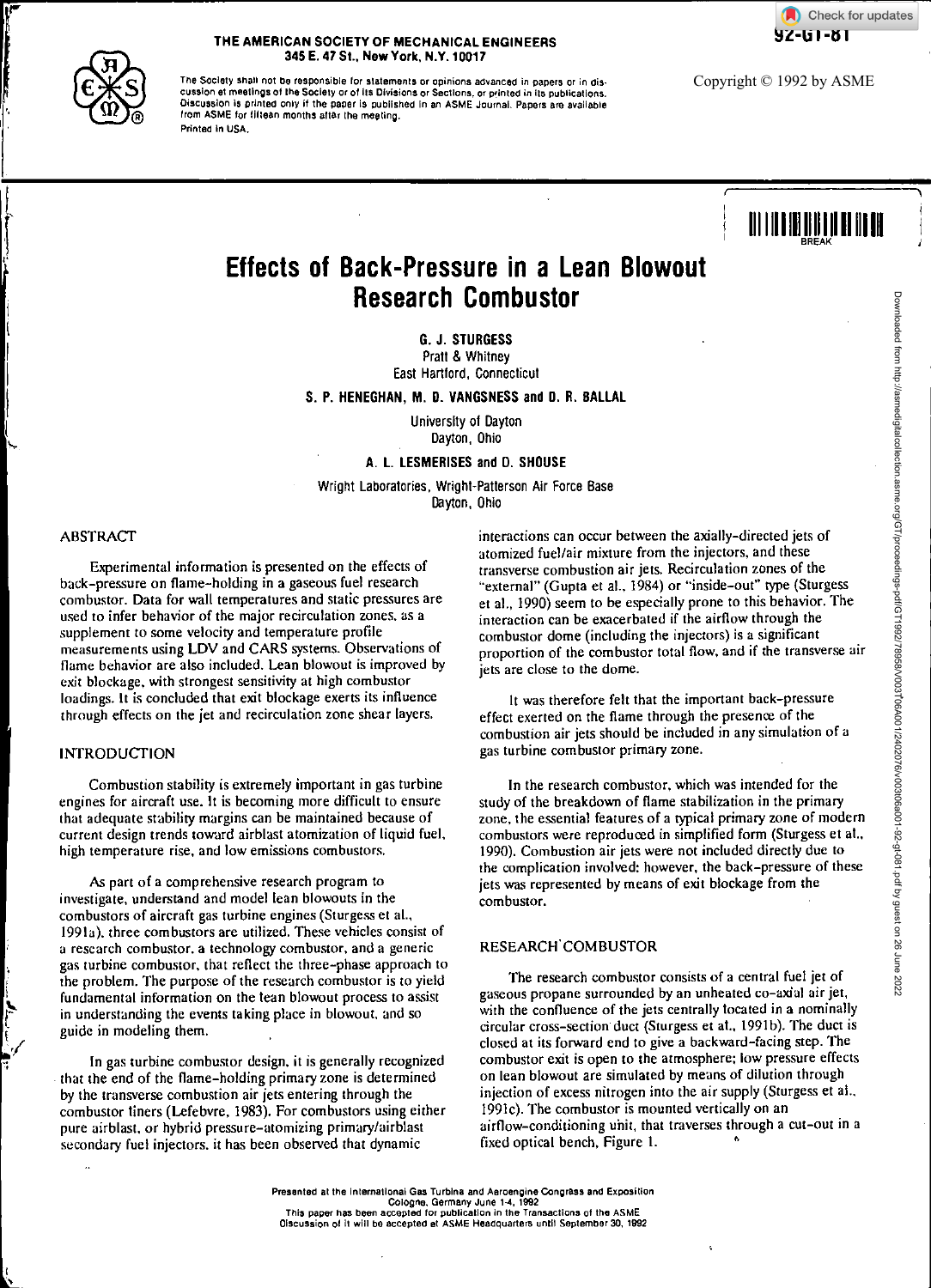THE AMERICAN SOCIETY OF MECHANICAL ENGINEERS
345 E. 47 St., New York, N.Y. 10017

The Society shall not be responsible for statements or opinions advanced in papers or in discussion at meetings of the Society or of its Divisions or Sections, or printed in its publications. Discussion is printed only if the paper is published in an ASME Journal. Papers are available from ASME for fifteen months after the meeting.
Printed in USA.

92-GT-81

Copyright © 1992 by ASME

# Effects of Back-Pressure in a Lean Blowout Research Combustor

**G. J. STURGESS**
Pratt & Whitney
East Hartford, Connecticut

**S. P. HENEGHAN, M. D. VANGSNESS and D. R. BALLAL**
University of Dayton
Dayton, Ohio

**A. L. LESMERISES and D. SHOUSE**
Wright Laboratories, Wright-Patterson Air Force Base
Dayton, Ohio

## ABSTRACT

Experimental information is presented on the effects of back-pressure on flame-holding in a gaseous fuel research combustor. Data for wall temperatures and static pressures are used to infer behavior of the major recirculation zones, as a supplement to some velocity and temperature profile measurements using LDV and CARS systems. Observations of flame behavior are also included. Lean blowout is improved by exit blockage, with strongest sensitivity at high combustor loadings. It is concluded that exit blockage exerts its influence through effects on the jet and recirculation zone shear layers.

## INTRODUCTION

Combustion stability is extremely important in gas turbine engines for aircraft use. It is becoming more difficult to ensure that adequate stability margins can be maintained because of current design trends toward airblast atomization of liquid fuel, high temperature rise, and low emissions combustors.

As part of a comprehensive research program to investigate, understand and model lean blowouts in the combustors of aircraft gas turbine engines (Sturgess et al., 1991a), three combustors are utilized. These vehicles consist of a research combustor, a technology combustor, and a generic gas turbine combustor, that reflect the three-phase approach to the problem. The purpose of the research combustor is to yield fundamental information on the lean blowout process to assist in understanding the events taking place in blowout, and so guide in modeling them.

In gas turbine combustor design, it is generally recognized that the end of the flame-holding primary zone is determined by the transverse combustion air jets entering through the combustor liners (Lefebvre, 1983). For combustors using either pure airblast, or hybrid pressure-atomizing primary/airblast secondary fuel injectors, it has been observed that dynamic interactions can occur between the axially-directed jets of atomized fuel/air mixture from the injectors, and these transverse combustion air jets. Recirculation zones of the "external" (Gupta et al., 1984) or "inside-out" type (Sturgess et al., 1990) seem to be especially prone to this behavior. The interaction can be exacerbated if the airflow through the combustor dome (including the injectors) is a significant proportion of the combustor total flow, and if the transverse air jets are close to the dome.

It was therefore felt that the important back-pressure effect exerted on the flame through the presence of the combustion air jets should be included in any simulation of a gas turbine combustor primary zone.

In the research combustor, which was intended for the study of the breakdown of flame stabilization in the primary zone, the essential features of a typical primary zone of modern combustors were reproduced in simplified form (Sturgess et al., 1990). Combustion air jets were not included directly due to the complication involved; however, the back-pressure of these jets was represented by means of exit blockage from the combustor.

## RESEARCH COMBUSTOR

The research combustor consists of a central fuel jet of gaseous propane surrounded by an unheated co-axial air jet, with the confluence of the jets centrally located in a nominally circular cross-section duct (Sturgess et al., 1991b). The duct is closed at its forward end to give a backward-facing step. The combustor exit is open to the atmosphere; low pressure effects on lean blowout are simulated by means of dilution through injection of excess nitrogen into the air supply (Sturgess et al., 1991c). The combustor is mounted vertically on an airflow-conditioning unit, that traverses through a cut-out in a fixed optical bench, Figure 1.

Presented at the International Gas Turbine and Aeroengine Congress and Exposition
Cologne, Germany June 1-4, 1992
This paper has been accepted for publication in the Transactions of the ASME
Discussion of it will be accepted at ASME Headquarters until September 30, 1992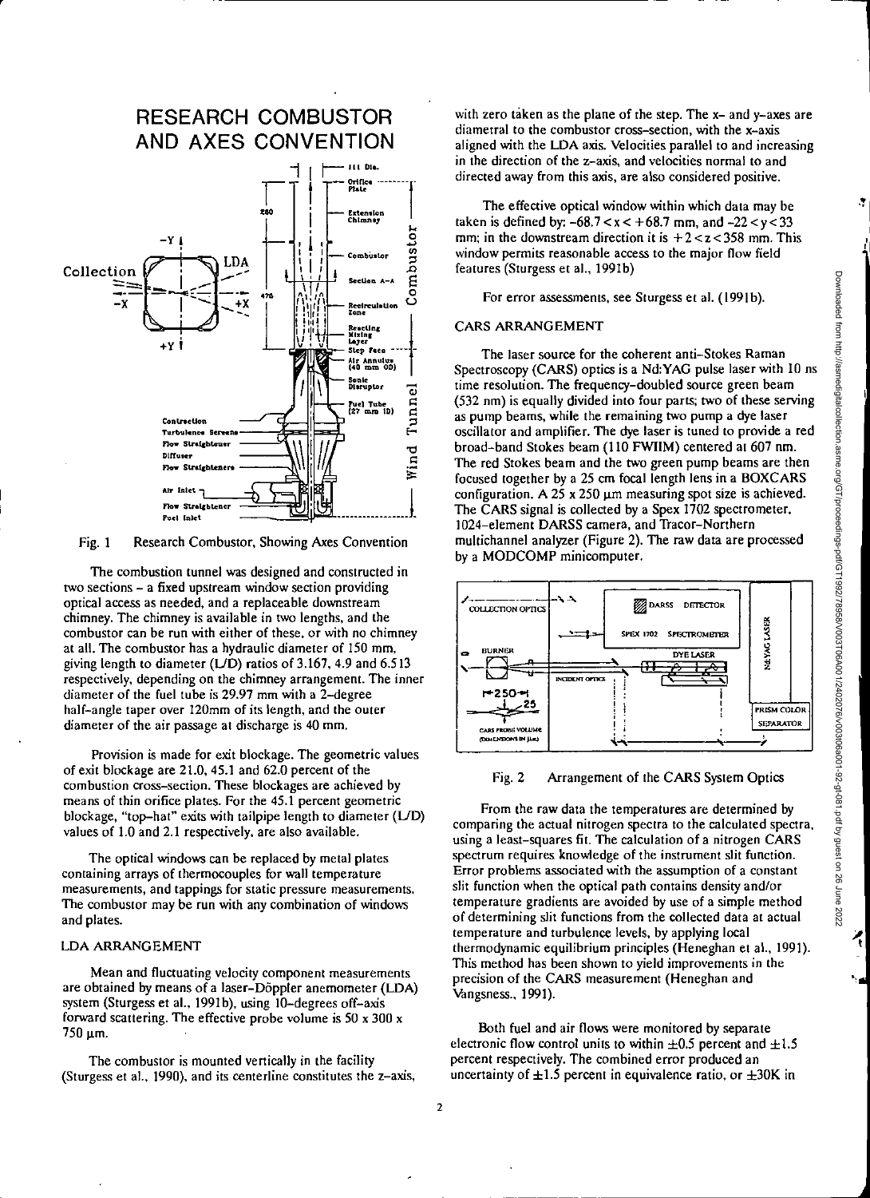## RESEARCH COMBUSTOR AND AXES CONVENTION

Fig. 1 Research Combustor, Showing Axes Convention

The combustion tunnel was designed and constructed in two sections – a fixed upstream window section providing optical access as needed, and a replaceable downstream chimney. The chimney is available in two lengths, and the combustor can be run with either of these, or with no chimney at all. The combustor has a hydraulic diameter of 150 mm, giving length to diameter (L/D) ratios of 3.167, 4.9 and 6.513 respectively, depending on the chimney arrangement. The inner diameter of the fuel tube is 29.97 mm with a 2-degree half-angle taper over 120mm of its length, and the outer diameter of the air passage at discharge is 40 mm.

Provision is made for exit blockage. The geometric values of exit blockage are 21.0, 45.1 and 62.0 percent of the combustion cross-section. These blockages are achieved by means of thin orifice plates. For the 45.1 percent geometric blockage, "top-hat" exits with tailpipe length to diameter (L/D) values of 1.0 and 2.1 respectively, are also available.

The optical windows can be replaced by metal plates containing arrays of thermocouples for wall temperature measurements, and tappings for static pressure measurements. The combustor may be run with any combination of windows and plates.

### LDA ARRANGEMENT

Mean and fluctuating velocity component measurements are obtained by means of a laser-Döppler anemometer (LDA) system (Sturgess et al., 1991b), using 10-degrees off-axis forward scattering. The effective probe volume is 50 x 300 x 750 μm.

The combustor is mounted vertically in the facility (Sturgess et al., 1990), and its centerline constitutes the z-axis, with zero taken as the plane of the step. The x- and y-axes are diametral to the combustor cross-section, with the x-axis aligned with the LDA axis. Velocities parallel to and increasing in the direction of the z-axis, and velocities normal to and directed away from this axis, are also considered positive.

The effective optical window within which data may be taken is defined by: $-68.7 < x < +68.7$ mm, and $-22 < y < 33$ mm; in the downstream direction it is $+2 < z < 358$ mm. This window permits reasonable access to the major flow field features (Sturgess et al., 1991b)

For error assessments, see Sturgess et al. (1991b).

### CARS ARRANGEMENT

The laser source for the coherent anti-Stokes Raman Spectroscopy (CARS) optics is a Nd:YAG pulse laser with 10 ns time resolution. The frequency-doubled source green beam (532 nm) is equally divided into four parts; two of these serving as pump beams, while the remaining two pump a dye laser oscillator and amplifier. The dye laser is tuned to provide a red broad-band Stokes beam (110 FWHM) centered at 607 nm. The red Stokes beam and the two green pump beams are then focused together by a 25 cm focal length lens in a BOXCARS configuration. A 25 x 250 μm measuring spot size is achieved. The CARS signal is collected by a Spex 1702 spectrometer, 1024-element DARSS camera, and Tracor-Northern multichannel analyzer (Figure 2). The raw data are processed by a MODCOMP minicomputer.

Fig. 2 Arrangement of the CARS System Optics

From the raw data the temperatures are determined by comparing the actual nitrogen spectra to the calculated spectra, using a least-squares fit. The calculation of a nitrogen CARS spectrum requires knowledge of the instrument slit function. Error problems associated with the assumption of a constant slit function when the optical path contains density and/or temperature gradients are avoided by use of a simple method of determining slit functions from the collected data at actual temperature and turbulence levels, by applying local thermodynamic equilibrium principles (Heneghan et al., 1991). This method has been shown to yield improvements in the precision of the CARS measurement (Heneghan and Vangsness., 1991).

Both fuel and air flows were monitored by separate electronic flow control units to within ±0.5 percent and ±1.5 percent respectively. The combined error produced an uncertainty of ±1.5 percent in equivalence ratio, or ±30K in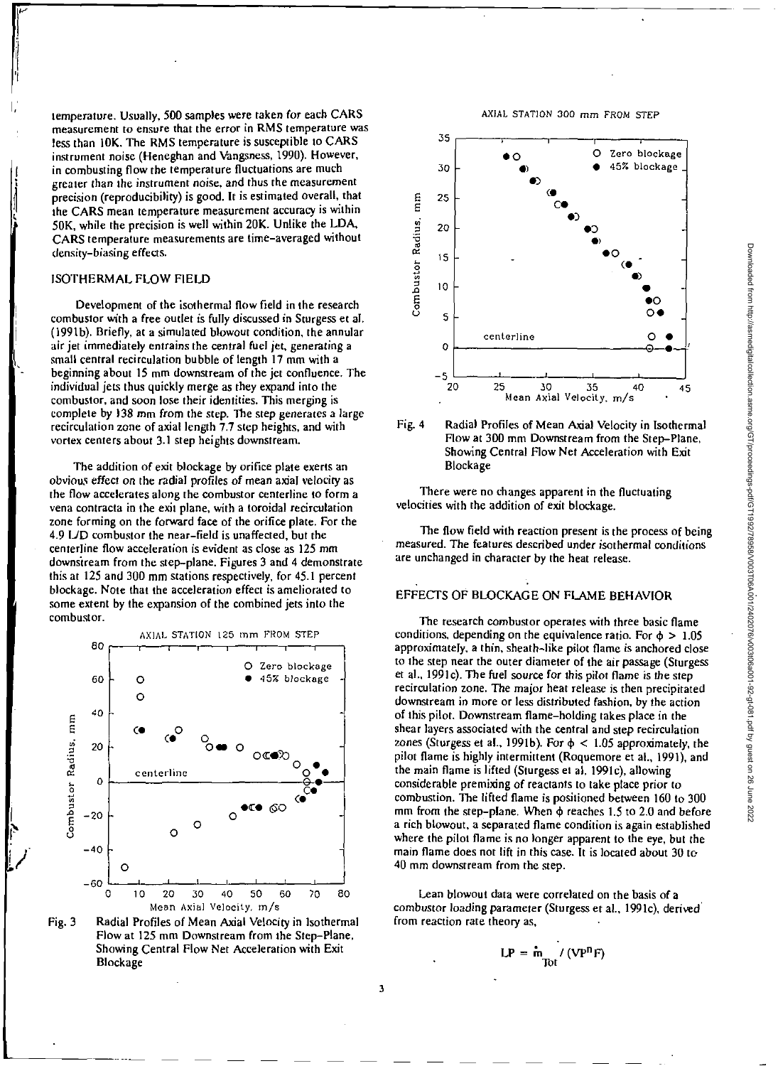temperature. Usually, 500 samples were taken for each CARS measurement to ensure that the error in RMS temperature was less than 10K. The RMS temperature is susceptible to CARS instrument noise (Heneghan and Vangsness, 1990). However, in combusting flow the temperature fluctuations are much greater than the instrument noise, and thus the measurement precision (reproducibility) is good. It is estimated overall, that the CARS mean temperature measurement accuracy is within 50K, while the precision is well within 20K. Unlike the LDA, CARS temperature measurements are time-averaged without density-biasing effects.

## ISOTHERMAL FLOW FIELD

Development of the isothermal flow field in the research combustor with a free outlet is fully discussed in Sturgess et al. (1991b). Briefly, at a simulated blowout condition, the annular air jet immediately entrains the central fuel jet, generating a small central recirculation bubble of length 17 mm with a beginning about 15 mm downstream of the jet confluence. The individual jets thus quickly merge as they expand into the combustor, and soon lose their identities. This merging is complete by 138 mm from the step. The step generates a large recirculation zone of axial length 7.7 step heights, and with vortex centers about 3.1 step heights downstream.

The addition of exit blockage by orifice plate exerts an obvious effect on the radial profiles of mean axial velocity as the flow accelerates along the combustor centerline to form a vena contracta in the exit plane, with a toroidal recirculation zone forming on the forward face of the orifice plate. For the 4.9 L/D combustor the near-field is unaffected, but the centerline flow acceleration is evident as close as 125 mm downstream from the step-plane. Figures 3 and 4 demonstrate this at 125 and 300 mm stations respectively, for 45.1 percent blockage. Note that the acceleration effect is ameliorated to some extent by the expansion of the combined jets into the combustor.

Fig. 3 Radial Profiles of Mean Axial Velocity in Isothermal Flow at 125 mm Downstream from the Step-Plane, Showing Central Flow Net Acceleration with Exit Blockage

Fig. 4 Radial Profiles of Mean Axial Velocity in Isothermal Flow at 300 mm Downstream from the Step-Plane, Showing Central Flow Net Acceleration with Exit Blockage

There were no changes apparent in the fluctuating velocities with the addition of exit blockage.

The flow field with reaction present is the process of being measured. The features described under isothermal conditions are unchanged in character by the heat release.

## EFFECTS OF BLOCKAGE ON FLAME BEHAVIOR

The research combustor operates with three basic flame conditions, depending on the equivalence ratio. For $\phi > 1.05$ approximately, a thin, sheath-like pilot flame is anchored close to the step near the outer diameter of the air passage (Sturgess et al., 1991c). The fuel source for this pilot flame is the step recirculation zone. The major heat release is then precipitated downstream in more or less distributed fashion, by the action of this pilot. Downstream flame-holding takes place in the shear layers associated with the central and step recirculation zones (Sturgess et al., 1991b). For $\phi < 1.05$ approximately, the pilot flame is highly intermittent (Roquemore et al., 1991), and the main flame is lifted (Sturgess et al. 1991c), allowing considerable premixing of reactants to take place prior to combustion. The lifted flame is positioned between 160 to 300 mm from the step-plane. When $\phi$ reaches 1.5 to 2.0 and before a rich blowout, a separated flame condition is again established where the pilot flame is no longer apparent to the eye, but the main flame does not lift in this case. It is located about 30 to 40 mm downstream from the step.

Lean blowout data were correlated on the basis of a combustor loading parameter (Sturgess et al., 1991c), derived from reaction rate theory as,

$$LP = \dot{m}_{Tot} / (VP^n F)$$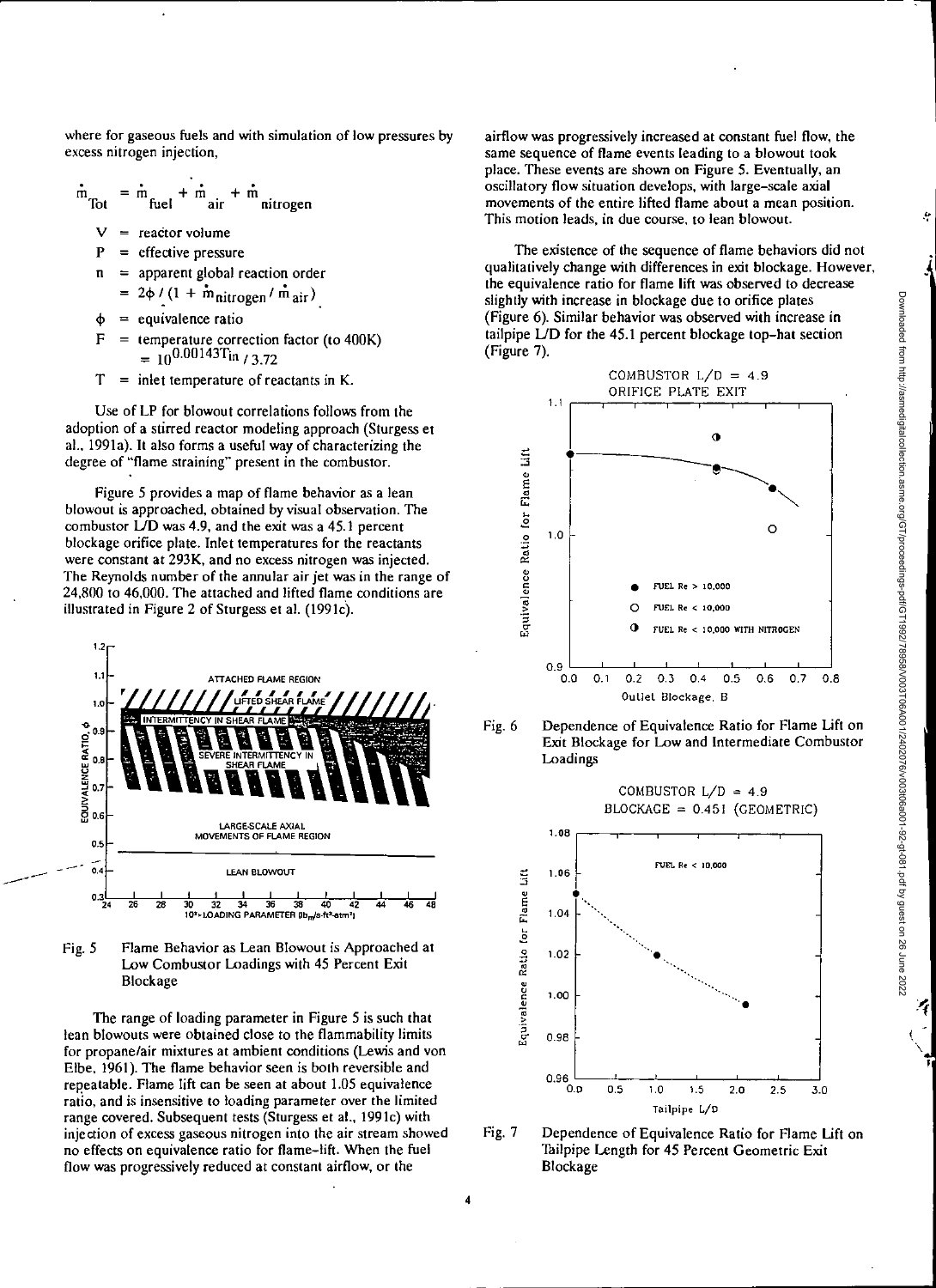where for gaseous fuels and with simulation of low pressures by excess nitrogen injection,

$$\dot{m}_{Tot} = \dot{m}_{fuel} + \dot{m}_{air} + \dot{m}_{nitrogen}$$

$V$ = reactor volume

$P$ = effective pressure

$n$ = apparent global reaction order $= 2\phi / (1 + \dot{m}_{nitrogen} / \dot{m}_{air})$

$\phi$ = equivalence ratio

$F$ = temperature correction factor (to 400K) $= 10^{0.00143T_{in}} / 3.72$

$T$ = inlet temperature of reactants in K.

Use of LP for blowout correlations follows from the adoption of a stirred reactor modeling approach (Sturgess et al., 1991a). It also forms a useful way of characterizing the degree of "flame straining" present in the combustor.

Figure 5 provides a map of flame behavior as a lean blowout is approached, obtained by visual observation. The combustor L/D was 4.9, and the exit was a 45.1 percent blockage orifice plate. Inlet temperatures for the reactants were constant at 293K, and no excess nitrogen was injected. The Reynolds number of the annular air jet was in the range of 24,800 to 46,000. The attached and lifted flame conditions are illustrated in Figure 2 of Sturgess et al. (1991c).

Fig. 5 Flame Behavior as Lean Blowout is Approached at Low Combustor Loadings with 45 Percent Exit Blockage

The range of loading parameter in Figure 5 is such that lean blowouts were obtained close to the flammability limits for propane/air mixtures at ambient conditions (Lewis and von Elbe, 1961). The flame behavior seen is both reversible and repeatable. Flame lift can be seen at about 1.05 equivalence ratio, and is insensitive to loading parameter over the limited range covered. Subsequent tests (Sturgess et al., 1991c) with injection of excess gaseous nitrogen into the air stream showed no effects on equivalence ratio for flame-lift. When the fuel flow was progressively reduced at constant airflow, or the airflow was progressively increased at constant fuel flow, the same sequence of flame events leading to a blowout took place. These events are shown on Figure 5. Eventually, an oscillatory flow situation develops, with large-scale axial movements of the entire lifted flame about a mean position. This motion leads, in due course, to lean blowout.

The existence of the sequence of flame behaviors did not qualitatively change with differences in exit blockage. However, the equivalence ratio for flame lift was observed to decrease slightly with increase in blockage due to orifice plates (Figure 6). Similar behavior was observed with increase in tailpipe L/D for the 45.1 percent blockage top-hat section (Figure 7).

Fig. 6 Dependence of Equivalence Ratio for Flame Lift on Exit Blockage for Low and Intermediate Combustor Loadings

Fig. 7 Dependence of Equivalence Ratio for Flame Lift on Tailpipe Length for 45 Percent Geometric Exit Blockage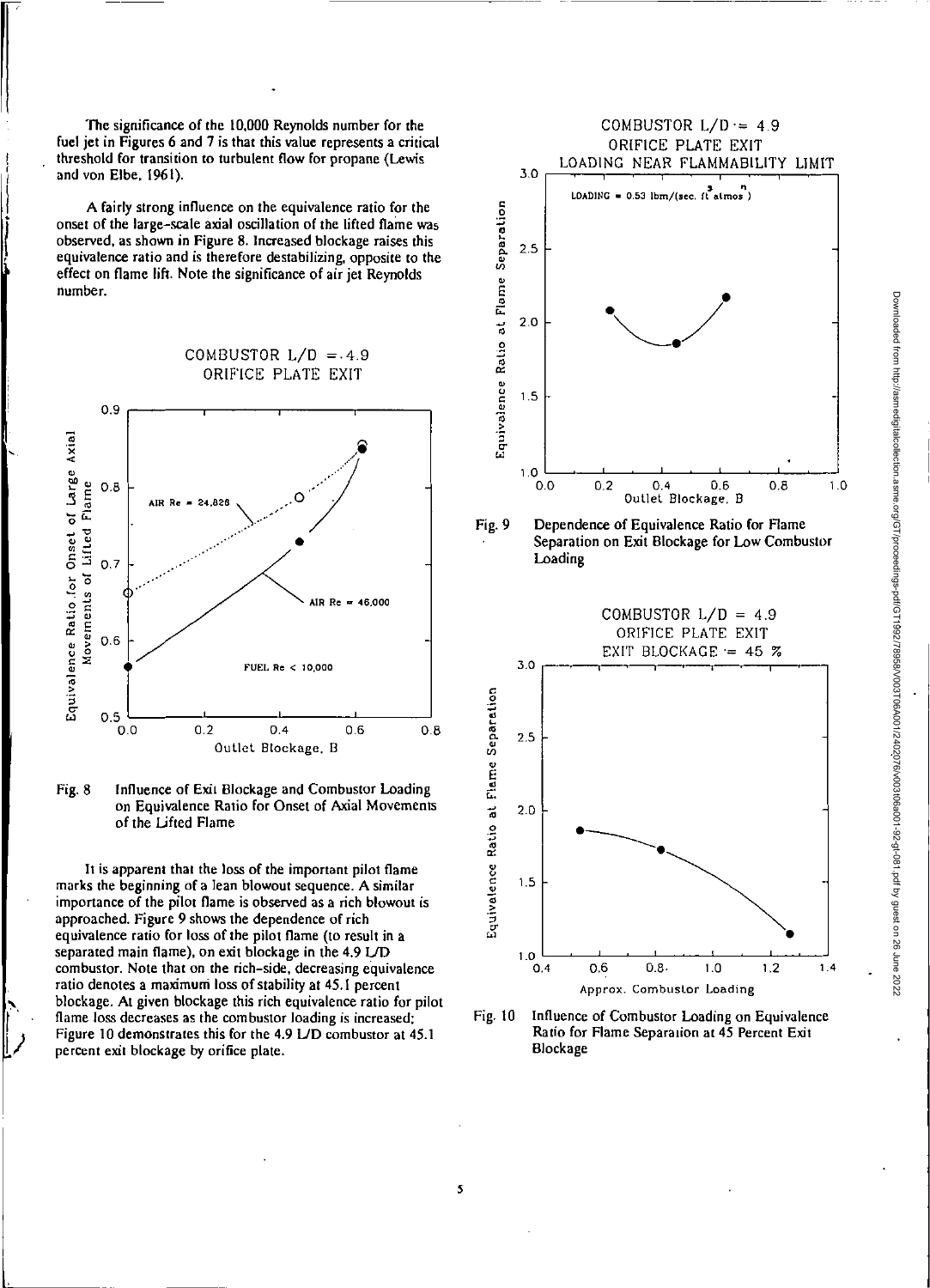The significance of the 10,000 Reynolds number for the fuel jet in Figures 6 and 7 is that this value represents a critical threshold for transition to turbulent flow for propane (Lewis and von Elbe, 1961).

A fairly strong influence on the equivalence ratio for the onset of the large-scale axial oscillation of the lifted flame was observed, as shown in Figure 8. Increased blockage raises this equivalence ratio and is therefore destabilizing, opposite to the effect on flame lift. Note the significance of air jet Reynolds number.

Fig. 8 Influence of Exit Blockage and Combustor Loading on Equivalence Ratio for Onset of Axial Movements of the Lifted Flame

It is apparent that the loss of the important pilot flame marks the beginning of a lean blowout sequence. A similar importance of the pilot flame is observed as a rich blowout is approached. Figure 9 shows the dependence of rich equivalence ratio for loss of the pilot flame (to result in a separated main flame), on exit blockage in the 4.9 L/D combustor. Note that on the rich-side, decreasing equivalence ratio denotes a maximum loss of stability at 45.1 percent blockage. At given blockage this rich equivalence ratio for pilot flame loss decreases as the combustor loading is increased; Figure 10 demonstrates this for the 4.9 L/D combustor at 45.1 percent exit blockage by orifice plate.

Fig. 9 Dependence of Equivalence Ratio for Flame Separation on Exit Blockage for Low Combustor Loading

Fig. 10 Influence of Combustor Loading on Equivalence Ratio for Flame Separation at 45 Percent Exit Blockage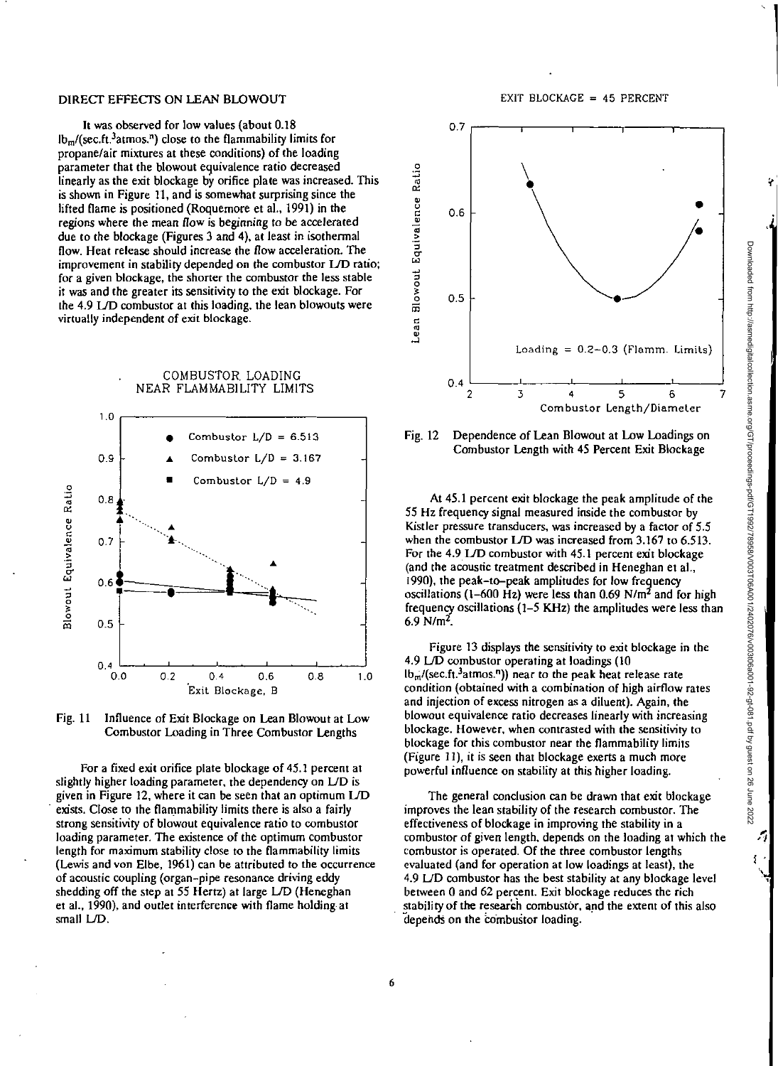## DIRECT EFFECTS ON LEAN BLOWOUT

It was observed for low values (about 0.18 $lb_m/(sec.ft.^3atmos.^n)$ close to the flammability limits for propane/air mixtures at these conditions) of the loading parameter that the blowout equivalence ratio decreased linearly as the exit blockage by orifice plate was increased. This is shown in Figure 11, and is somewhat surprising since the lifted flame is positioned (Roquemore et al., 1991) in the regions where the mean flow is *beginning* to be accelerated due to the blockage (Figures 3 and 4), at least in isothermal flow. Heat release should increase the flow acceleration. The improvement in stability depended on the combustor L/D ratio; for a given blockage, the shorter the combustor the less stable it was and the greater its sensitivity to the exit blockage. For the 4.9 L/D combustor at this loading, the lean blowouts were virtually independent of exit blockage.

Fig. 11 Influence of Exit Blockage on Lean Blowout at Low Combustor Loading in Three Combustor Lengths

For a fixed exit orifice plate blockage of 45.1 percent at slightly higher loading parameter, the dependency on L/D is given in Figure 12, where it can be seen that an optimum L/D exists. Close to the flammability limits there is also a fairly strong sensitivity of blowout equivalence ratio to combustor loading parameter. The existence of the optimum combustor length for maximum stability close to the flammability limits (Lewis and von Elbe, 1961) can be attributed to the occurrence of acoustic coupling (organ-pipe resonance driving eddy shedding off the step at 55 Hertz) at large L/D (Heneghan et al., 1990), and outlet interference with flame holding at small L/D.

Fig. 12 Dependence of Lean Blowout at Low Loadings on Combustor Length with 45 Percent Exit Blockage

At 45.1 percent exit blockage the peak amplitude of the 55 Hz frequency signal measured inside the combustor by Kistler pressure transducers, was increased by a factor of 5.5 when the combustor L/D was increased from 3.167 to 6.513. For the 4.9 L/D combustor with 45.1 percent exit blockage (and the acoustic treatment described in Heneghan et al., 1990), the peak-to-peak amplitudes for low frequency oscillations (1–600 Hz) were less than 0.69 $N/m^2$ and for high frequency oscillations (1–5 KHz) the amplitudes were less than 6.9 $N/m^2$.

Figure 13 displays the sensitivity to exit blockage in the 4.9 L/D combustor operating at loadings (10 $lb_m/(sec.ft.^3atmos.^n)$) near to the peak heat release rate condition (obtained with a combination of high airflow rates and injection of excess nitrogen as a diluent). Again, the blowout equivalence ratio decreases linearly with increasing blockage. However, when contrasted with the sensitivity to blockage for this combustor near the flammability limits (Figure 11), it is seen that blockage exerts a much more powerful influence on stability at this higher loading.

The general conclusion can be drawn that exit blockage improves the lean stability of the research combustor. The effectiveness of blockage in improving the stability in a combustor of given length, depends on the loading at which the combustor is operated. Of the three combustor lengths evaluated (and for operation at low loadings at least), the 4.9 L/D combustor has the best stability at any blockage level between 0 and 62 percent. Exit blockage reduces the rich stability of the research combustor, and the extent of this also depends on the combustor loading.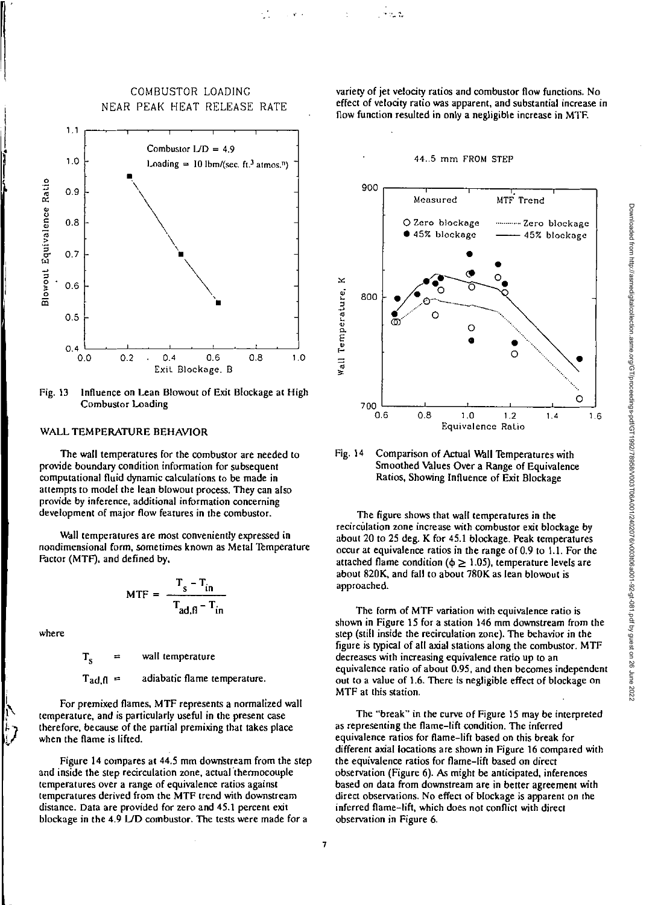COMBUSTOR LOADING
NEAR PEAK HEAT RELEASE RATE

Fig. 13 Influence on Lean Blowout of Exit Blockage at High Combustor Loading

## WALL TEMPERATURE BEHAVIOR

The wall temperatures for the combustor are needed to provide boundary condition information for subsequent computational fluid dynamic calculations to be made in attempts to model the lean blowout process. They can also provide by inference, additional information concerning development of major flow features in the combustor.

Wall temperatures are most conveniently expressed in nondimensional form, sometimes known as Metal Temperature Factor (MTF), and defined by,

$$\mathrm{MTF} = \frac{T_s - T_{in}}{T_{ad,fl} - T_{in}}$$

where

$T_s$ = wall temperature

$T_{ad,fl}$ = adiabatic flame temperature.

For premixed flames, MTF represents a normalized wall temperature, and is particularly useful in the present case therefore, because of the partial premixing that takes place when the flame is lifted.

Figure 14 compares at 44.5 mm downstream from the step and inside the step recirculation zone, actual thermocouple temperatures over a range of equivalence ratios against temperatures derived from the MTF trend with downstream distance. Data are provided for zero and 45.1 percent exit blockage in the 4.9 L/D combustor. The tests were made for a variety of jet velocity ratios and combustor flow functions. No effect of velocity ratio was apparent, and substantial increase in flow function resulted in only a negligible increase in MTF.

44.5 mm FROM STEP

Fig. 14 Comparison of Actual Wall Temperatures with Smoothed Values Over a Range of Equivalence Ratios, Showing Influence of Exit Blockage

The figure shows that wall temperatures in the recirculation zone increase with combustor exit blockage by about 20 to 25 deg. K for 45.1 blockage. Peak temperatures occur at equivalence ratios in the range of 0.9 to 1.1. For the attached flame condition ($\phi \geq 1.05$), temperature levels are about 820K, and fall to about 780K as lean blowout is approached.

The form of MTF variation with equivalence ratio is shown in Figure 15 for a station 146 mm downstream from the step (still inside the recirculation zone). The behavior in the figure is typical of all axial stations along the combustor. MTF decreases with increasing equivalence ratio up to an equivalence ratio of about 0.95, and then becomes independent out to a value of 1.6. There is negligible effect of blockage on MTF at this station.

The "break" in the curve of Figure 15 may be interpreted as representing the flame-lift condition. The inferred equivalence ratios for flame-lift based on this break for different axial locations are shown in Figure 16 compared with the equivalence ratios for flame-lift based on direct observation (Figure 6). As might be anticipated, inferences based on data from downstream are in better agreement with direct observations. No effect of blockage is apparent on the inferred flame-lift, which does not conflict with direct observation in Figure 6.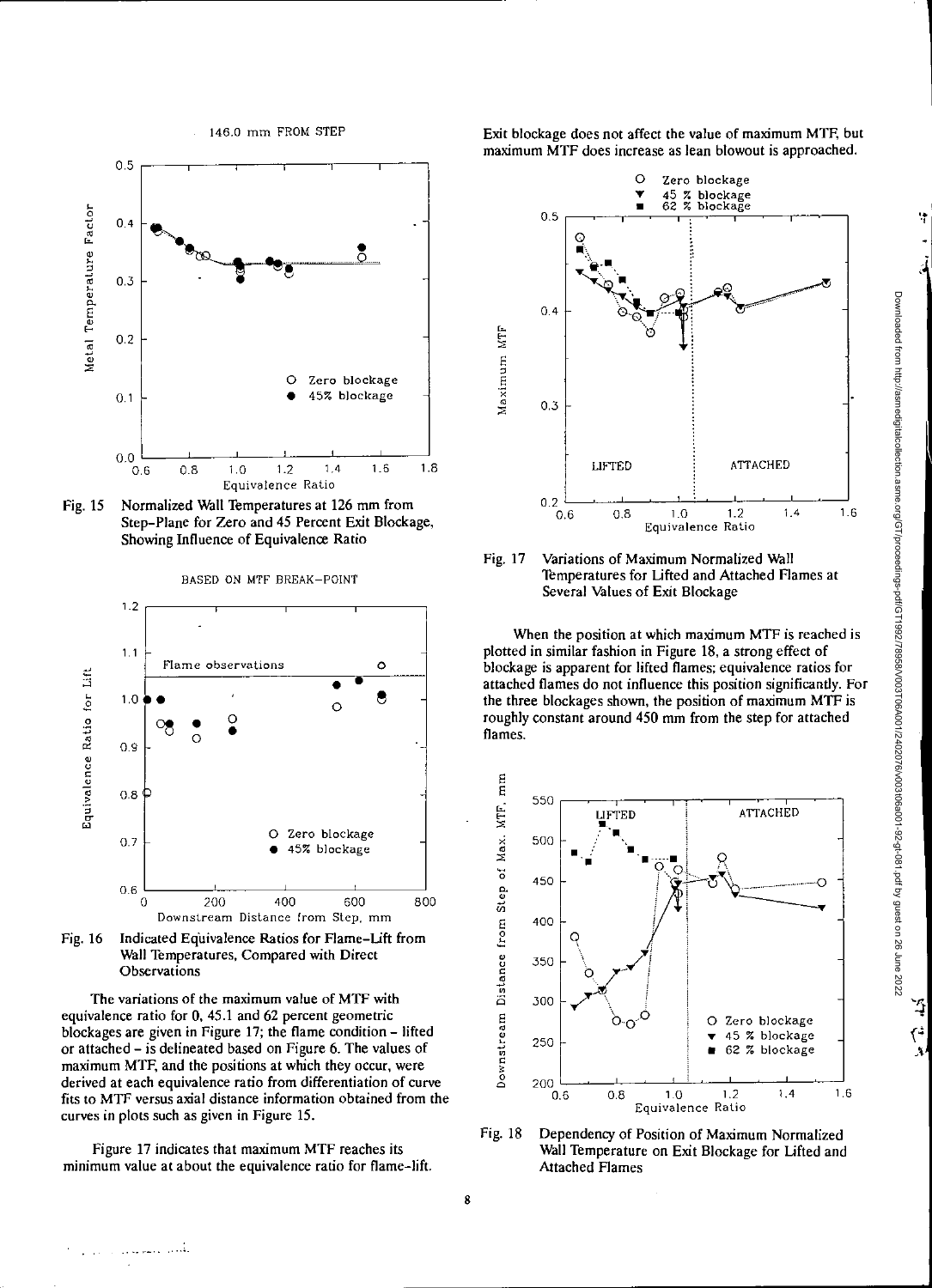Fig. 15 Normalized Wall Temperatures at 126 mm from Step-Plane for Zero and 45 Percent Exit Blockage, Showing Influence of Equivalence Ratio

Fig. 16 Indicated Equivalence Ratios for Flame-Lift from Wall Temperatures, Compared with Direct Observations

The variations of the maximum value of MTF with equivalence ratio for 0, 45.1 and 62 percent geometric blockages are given in Figure 17; the flame condition – lifted or attached – is delineated based on Figure 6. The values of maximum MTF, and the positions at which they occur, were derived at each equivalence ratio from differentiation of curve fits to MTF versus axial distance information obtained from the curves in plots such as given in Figure 15.

Figure 17 indicates that maximum MTF reaches its minimum value at about the equivalence ratio for flame-lift. Exit blockage does not affect the value of maximum MTF, but maximum MTF does increase as lean blowout is approached.

Fig. 17 Variations of Maximum Normalized Wall Temperatures for Lifted and Attached Flames at Several Values of Exit Blockage

When the position at which maximum MTF is reached is plotted in similar fashion in Figure 18, a strong effect of blockage is apparent for lifted flames; equivalence ratios for attached flames do not influence this position significantly. For the three blockages shown, the position of maximum MTF is roughly constant around 450 mm from the step for attached flames.

Fig. 18 Dependency of Position of Maximum Normalized Wall Temperature on Exit Blockage for Lifted and Attached Flames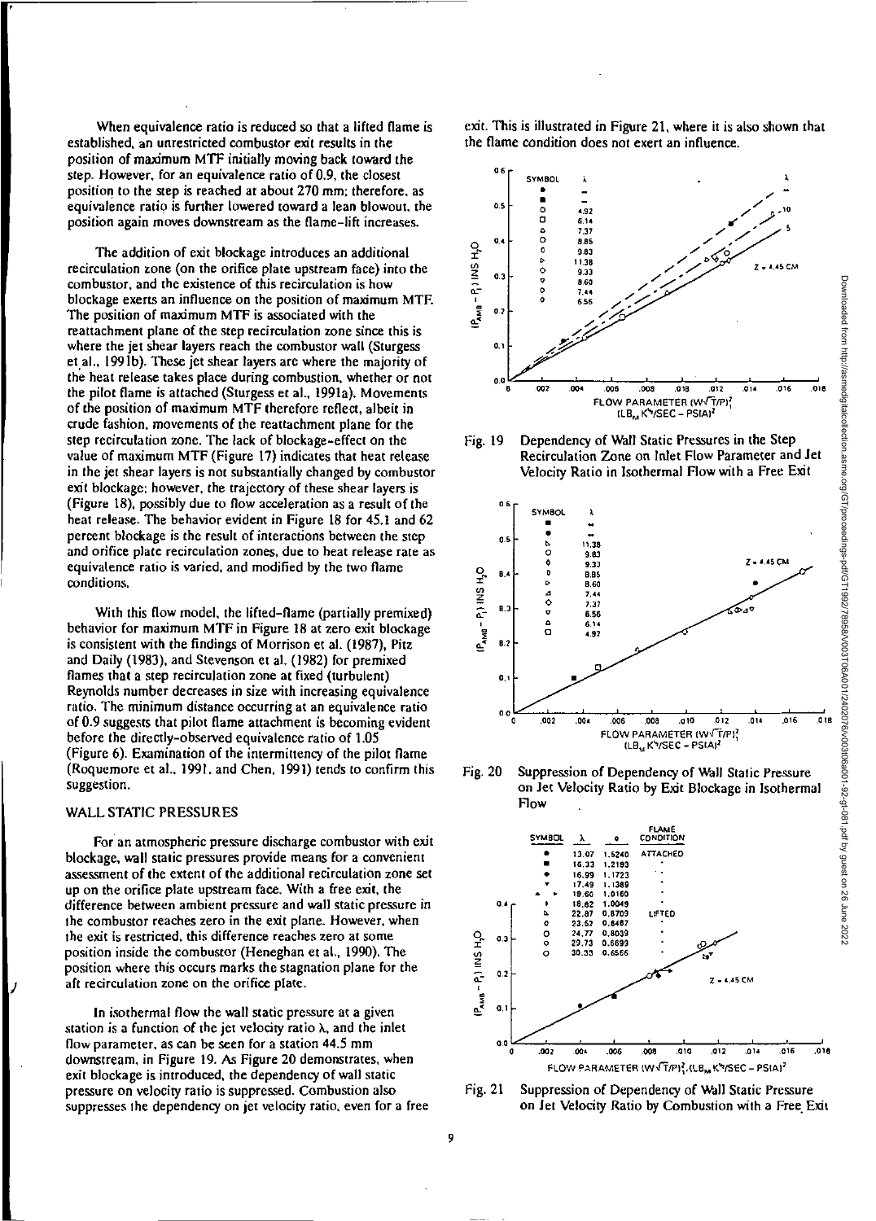When equivalence ratio is reduced so that a lifted flame is established, an unrestricted combustor exit results in the position of maximum MTF initially moving back toward the step. However, for an equivalence ratio of 0.9, the closest position to the step is reached at about 270 mm; therefore, as equivalence ratio is further lowered toward a lean blowout, the position again moves downstream as the flame-lift increases.

The addition of exit blockage introduces an additional recirculation zone (on the orifice plate upstream face) into the combustor, and the existence of this recirculation is how blockage exerts an influence on the position of maximum MTF. The position of maximum MTF is associated with the reattachment plane of the step recirculation zone since this is where the jet shear layers reach the combustor wall (Sturgess et al., 1991b). These jet shear layers are where the majority of the heat release takes place during combustion, whether or not the pilot flame is attached (Sturgess et al., 1991a). Movements of the position of maximum MTF therefore reflect, albeit in crude fashion, movements of the reattachment plane for the step recirculation zone. The lack of blockage-effect on the value of maximum MTF (Figure 17) indicates that heat release in the jet shear layers is not substantially changed by combustor exit blockage; however, the trajectory of these shear layers is (Figure 18), possibly due to flow acceleration as a result of the heat release. The behavior evident in Figure 18 for 45.1 and 62 percent blockage is the result of interactions between the step and orifice plate recirculation zones, due to heat release rate as equivalence ratio is varied, and modified by the two flame conditions.

With this flow model, the lifted-flame (partially premixed) behavior for maximum MTF in Figure 18 at zero exit blockage is consistent with the findings of Morrison et al. (1987), Pitz and Daily (1983), and Stevenson et al. (1982) for premixed flames that a step recirculation zone at fixed (turbulent) Reynolds number decreases in size with increasing equivalence ratio. The minimum distance occurring at an equivalence ratio of 0.9 suggests that pilot flame attachment is becoming evident before the directly-observed equivalence ratio of 1.05 (Figure 6). Examination of the intermittency of the pilot flame (Roquemore et al., 1991, and Chen, 1991) tends to confirm this suggestion.

## WALL STATIC PRESSURES

For an atmospheric pressure discharge combustor with exit blockage, wall static pressures provide means for a convenient assessment of the extent of the additional recirculation zone set up on the orifice plate upstream face. With a free exit, the difference between ambient pressure and wall static pressure in the combustor reaches zero in the exit plane. However, when the exit is restricted, this difference reaches zero at some position inside the combustor (Heneghan et al., 1990). The position where this occurs marks the stagnation plane for the aft recirculation zone on the orifice plate.

In isothermal flow the wall static pressure at a given station is a function of the jet velocity ratio $\lambda$, and the inlet flow parameter, as can be seen for a station 44.5 mm downstream, in Figure 19. As Figure 20 demonstrates, when exit blockage is introduced, the dependency of wall static pressure on velocity ratio is suppressed. Combustion also suppresses the dependency on jet velocity ratio, even for a free exit. This is illustrated in Figure 21, where it is also shown that the flame condition does not exert an influence.

Fig. 19 Dependency of Wall Static Pressures in the Step Recirculation Zone on Inlet Flow Parameter and Jet Velocity Ratio in Isothermal Flow with a Free Exit

Fig. 20 Suppression of Dependency of Wall Static Pressure on Jet Velocity Ratio by Exit Blockage in Isothermal Flow

Fig. 21 Suppression of Dependency of Wall Static Pressure on Jet Velocity Ratio by Combustion with a Free Exit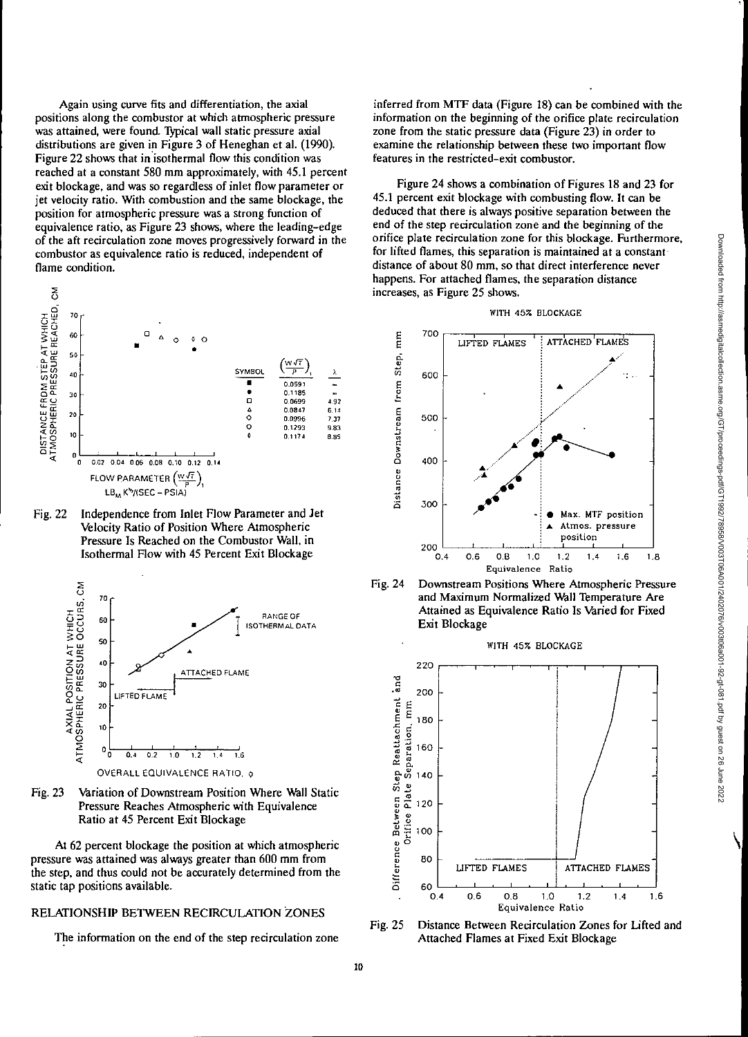Again using curve fits and differentiation, the axial positions along the combustor at which atmospheric pressure was attained, were found. Typical wall static pressure axial distributions are given in Figure 3 of Heneghan et al. (1990). Figure 22 shows that in isothermal flow this condition was reached at a constant 580 mm approximately, with 45.1 percent exit blockage, and was so regardless of inlet flow parameter or jet velocity ratio. With combustion and the same blockage, the position for atmospheric pressure was a strong function of equivalence ratio, as Figure 23 shows, where the leading-edge of the aft recirculation zone moves progressively forward in the combustor as equivalence ratio is reduced, independent of flame condition.

| SYMBOL | $\left(\frac{w\sqrt{T}}{P}\right)_1$ | $\lambda$ |
|---|---|---|
| ■ | 0.0591 | – |
| ● | 0.1185 | ∞ |
| □ | 0.0699 | 4.92 |
| △ | 0.0847 | 6.14 |
| ◇ | 0.0996 | 7.37 |
| ○ | 0.1293 | 9.83 |
| ◊ | 0.1174 | 8.85 |

Fig. 22 Independence from Inlet Flow Parameter and Jet Velocity Ratio of Position Where Atmospheric Pressure Is Reached on the Combustor Wall, in Isothermal Flow with 45 Percent Exit Blockage

Fig. 23 Variation of Downstream Position Where Wall Static Pressure Reaches Atmospheric with Equivalence Ratio at 45 Percent Exit Blockage

At 62 percent blockage the position at which atmospheric pressure was attained was always greater than 600 mm from the step, and thus could not be accurately determined from the static tap positions available.

## RELATIONSHIP BETWEEN RECIRCULATION ZONES

The information on the end of the step recirculation zone inferred from MTF data (Figure 18) can be combined with the information on the beginning of the orifice plate recirculation zone from the static pressure data (Figure 23) in order to examine the relationship between these two important flow features in the restricted-exit combustor.

Figure 24 shows a combination of Figures 18 and 23 for 45.1 percent exit blockage with combusting flow. It can be deduced that there is always positive separation between the end of the step recirculation zone and the beginning of the orifice plate recirculation zone for this blockage. Furthermore, for lifted flames, this separation is maintained at a constant distance of about 80 mm, so that direct interference never happens. For attached flames, the separation distance increases, as Figure 25 shows.

Fig. 24 Downstream Positions Where Atmospheric Pressure and Maximum Normalized Wall Temperature Are Attained as Equivalence Ratio Is Varied for Fixed Exit Blockage

Fig. 25 Distance Between Recirculation Zones for Lifted and Attached Flames at Fixed Exit Blockage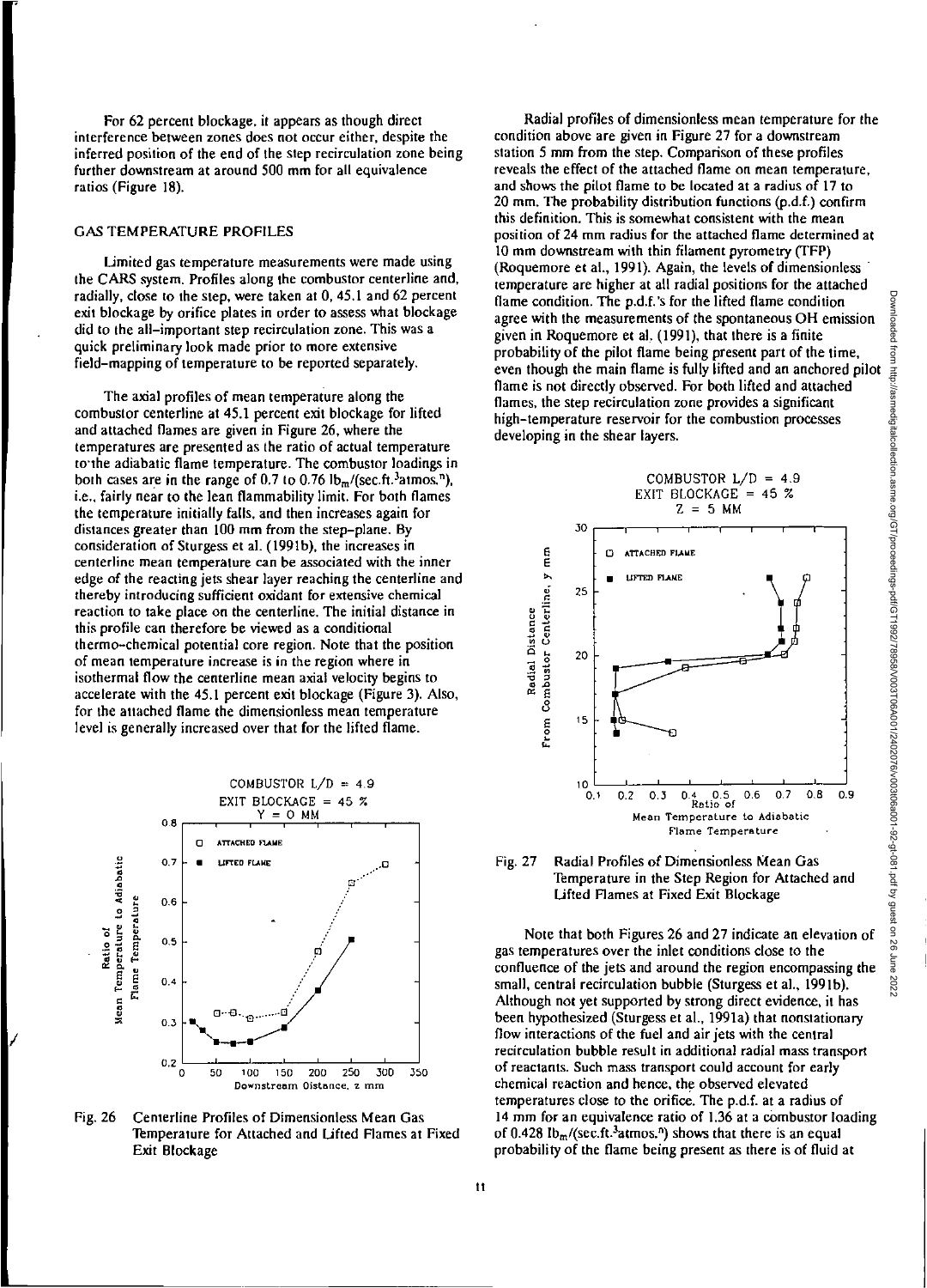For 62 percent blockage, it appears as though direct interference between zones does not occur either, despite the inferred position of the end of the step recirculation zone being further downstream at around 500 mm for all equivalence ratios (Figure 18).

## GAS TEMPERATURE PROFILES

Limited gas temperature measurements were made using the CARS system. Profiles along the combustor centerline and, radially, close to the step, were taken at 0, 45.1 and 62 percent exit blockage by orifice plates in order to assess what blockage did to the all-important step recirculation zone. This was a quick preliminary look made prior to more extensive field-mapping of temperature to be reported separately.

The axial profiles of mean temperature along the combustor centerline at 45.1 percent exit blockage for lifted and attached flames are given in Figure 26, where the temperatures are presented as the ratio of actual temperature to the adiabatic flame temperature. The combustor loadings in both cases are in the range of 0.7 to 0.76 $lb_m/(sec.ft.^3 atmos.^n)$, i.e., fairly near to the lean flammability limit. For both flames the temperature initially falls, and then increases again for distances greater than 100 mm from the step-plane. By consideration of Sturgess et al. (1991b), the increases in centerline mean temperature can be associated with the inner edge of the reacting jets shear layer reaching the centerline and thereby introducing sufficient oxidant for extensive chemical reaction to take place on the centerline. The initial distance in this profile can therefore be viewed as a conditional thermo-chemical potential core region. Note that the position of mean temperature increase is in the region where in isothermal flow the centerline mean axial velocity begins to accelerate with the 45.1 percent exit blockage (Figure 3). Also, for the attached flame the dimensionless mean temperature level is generally increased over that for the lifted flame.

Fig. 26 Centerline Profiles of Dimensionless Mean Gas Temperature for Attached and Lifted Flames at Fixed Exit Blockage

Radial profiles of dimensionless mean temperature for the condition above are given in Figure 27 for a downstream station 5 mm from the step. Comparison of these profiles reveals the effect of the attached flame on mean temperature, and shows the pilot flame to be located at a radius of 17 to 20 mm. The probability distribution functions (p.d.f.) confirm this definition. This is somewhat consistent with the mean position of 24 mm radius for the attached flame determined at 10 mm downstream with thin filament pyrometry (TFP) (Roquemore et al., 1991). Again, the levels of dimensionless temperature are higher at all radial positions for the attached flame condition. The p.d.f.'s for the lifted flame condition agree with the measurements of the spontaneous OH emission given in Roquemore et al. (1991), that there is a finite probability of the pilot flame being present part of the time, even though the main flame is fully lifted and an anchored pilot flame is not directly observed. For both lifted and attached flames, the step recirculation zone provides a significant high-temperature reservoir for the combustion processes developing in the shear layers.

Fig. 27 Radial Profiles of Dimensionless Mean Gas Temperature in the Step Region for Attached and Lifted Flames at Fixed Exit Blockage

Note that both Figures 26 and 27 indicate an elevation of gas temperatures over the inlet conditions close to the confluence of the jets and around the region encompassing the small, central recirculation bubble (Sturgess et al., 1991b). Although not yet supported by strong direct evidence, it has been hypothesized (Sturgess et al., 1991a) that nonstationary flow interactions of the fuel and air jets with the central recirculation bubble result in additional radial mass transport of reactants. Such mass transport could account for early chemical reaction and hence, the observed elevated temperatures close to the orifice. The p.d.f. at a radius of 14 mm for an equivalence ratio of 1.36 at a combustor loading of 0.428 $lb_m/(sec.ft.^3 atmos.^n)$ shows that there is an equal probability of the flame being present as there is of fluid at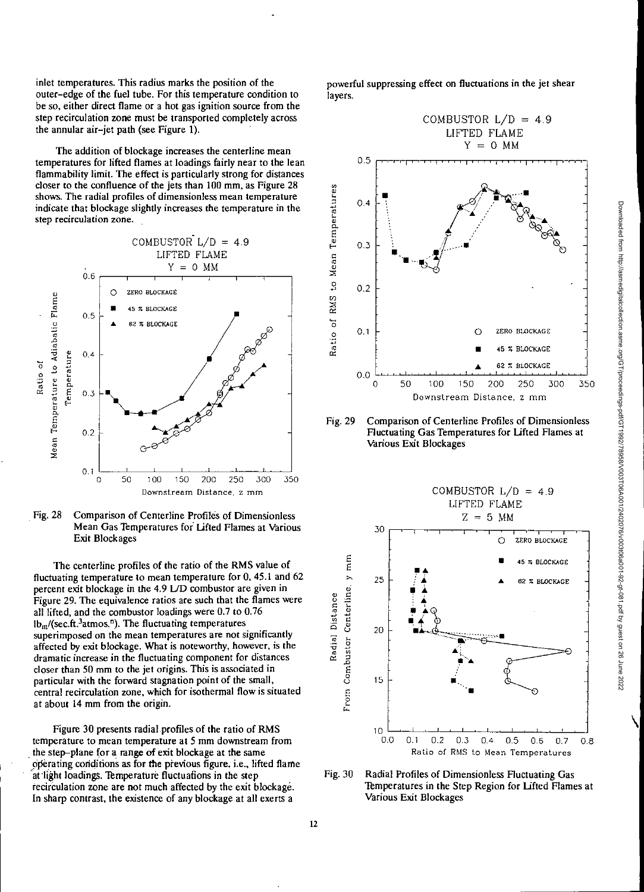inlet temperatures. This radius marks the position of the outer-edge of the fuel tube. For this temperature condition to be so, either direct flame or a hot gas ignition source from the step recirculation zone must be transported completely across the annular air-jet path (see Figure 1).

The addition of blockage increases the centerline mean temperatures for lifted flames at loadings fairly near to the lean flammability limit. The effect is particularly strong for distances closer to the confluence of the jets than 100 mm, as Figure 28 shows. The radial profiles of dimensionless mean temperature indicate that blockage slightly increases the temperature in the step recirculation zone.

Fig. 28 Comparison of Centerline Profiles of Dimensionless Mean Gas Temperatures for Lifted Flames at Various Exit Blockages

The centerline profiles of the ratio of the RMS value of fluctuating temperature to mean temperature for 0, 45.1 and 62 percent exit blockage in the 4.9 L/D combustor are given in Figure 29. The equivalence ratios are such that the flames were all lifted, and the combustor loadings were 0.7 to 0.76 $lb_m/(sec.ft.^3 atmos.^n)$. The fluctuating temperatures superimposed on the mean temperatures are not significantly affected by exit blockage. What is noteworthy, however, is the dramatic increase in the fluctuating component for distances closer than 50 mm to the jet origins. This is associated in particular with the forward stagnation point of the small, central recirculation zone, which for isothermal flow is situated at about 14 mm from the origin.

Figure 30 presents radial profiles of the ratio of RMS temperature to mean temperature at 5 mm downstream from the step-plane for a range of exit blockage at the same operating conditions as for the previous figure, i.e., lifted flame at light loadings. Temperature fluctuations in the step recirculation zone are not much affected by the exit blockage. In sharp contrast, the existence of any blockage at all exerts a powerful suppressing effect on fluctuations in the jet shear layers.

Fig. 29 Comparison of Centerline Profiles of Dimensionless Fluctuating Gas Temperatures for Lifted Flames at Various Exit Blockages

Fig. 30 Radial Profiles of Dimensionless Fluctuating Gas Temperatures in the Step Region for Lifted Flames at Various Exit Blockages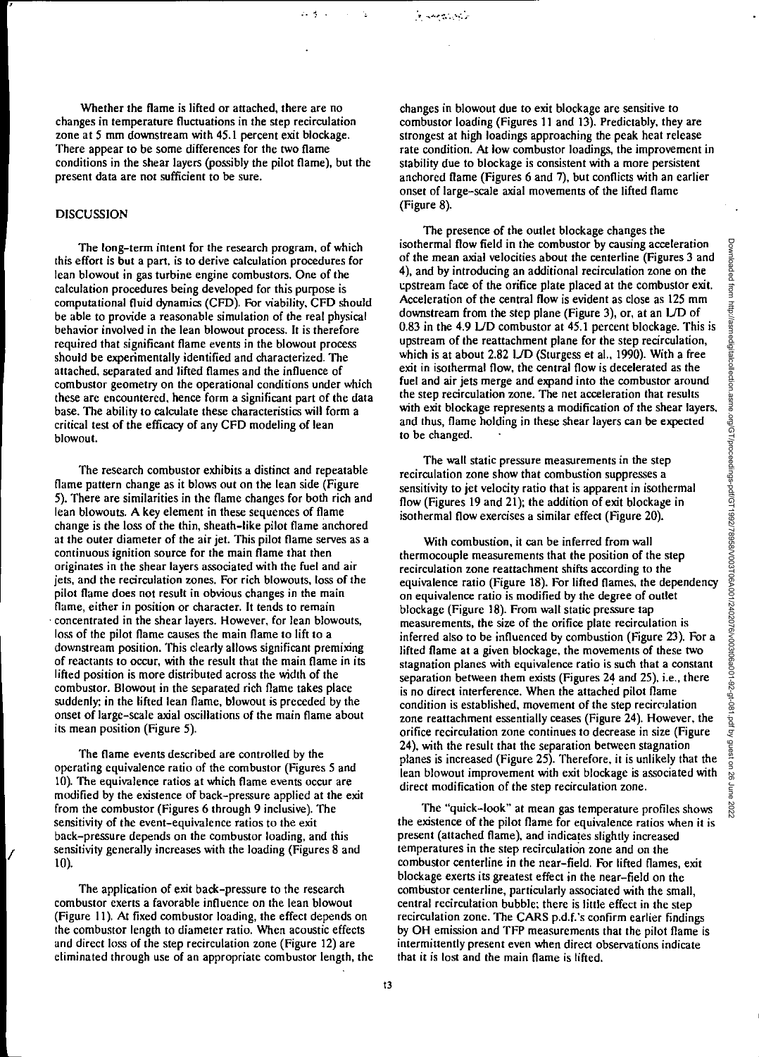Whether the flame is lifted or attached, there are no changes in temperature fluctuations in the step recirculation zone at 5 mm downstream with 45.1 percent exit blockage. There appear to be some differences for the two flame conditions in the shear layers (possibly the pilot flame), but the present data are not sufficient to be sure.

## DISCUSSION

The long-term intent for the research program, of which this effort is but a part, is to derive calculation procedures for lean blowout in gas turbine engine combustors. One of the calculation procedures being developed for this purpose is computational fluid dynamics (CFD). For viability, CFD should be able to provide a reasonable simulation of the real physical behavior involved in the lean blowout process. It is therefore required that significant flame events in the blowout process should be experimentally identified and characterized. The attached, separated and lifted flames and the influence of combustor geometry on the operational conditions under which these are encountered, hence form a significant part of the data base. The ability to calculate these characteristics will form a critical test of the efficacy of any CFD modeling of lean blowout.

The research combustor exhibits a distinct and repeatable flame pattern change as it blows out on the lean side (Figure 5). There are similarities in the flame changes for both rich and lean blowouts. A key element in these sequences of flame change is the loss of the thin, sheath-like pilot flame anchored at the outer diameter of the air jet. This pilot flame serves as a continuous ignition source for the main flame that then originates in the shear layers associated with the fuel and air jets, and the recirculation zones. For rich blowouts, loss of the pilot flame does not result in obvious changes in the main flame, either in position or character. It tends to remain concentrated in the shear layers. However, for lean blowouts, loss of the pilot flame causes the main flame to lift to a downstream position. This clearly allows significant premixing of reactants to occur, with the result that the main flame in its lifted position is more distributed across the width of the combustor. Blowout in the separated rich flame takes place suddenly; in the lifted lean flame, blowout is preceded by the onset of large-scale axial oscillations of the main flame about its mean position (Figure 5).

The flame events described are controlled by the operating equivalence ratio of the combustor (Figures 5 and 10). The equivalence ratios at which flame events occur are modified by the existence of back-pressure applied at the exit from the combustor (Figures 6 through 9 inclusive). The sensitivity of the event-equivalence ratios to the exit back-pressure depends on the combustor loading, and this sensitivity generally increases with the loading (Figures 8 and 10).

The application of exit back-pressure to the research combustor exerts a favorable influence on the lean blowout (Figure 11). At fixed combustor loading, the effect depends on the combustor length to diameter ratio. When acoustic effects and direct loss of the step recirculation zone (Figure 12) are eliminated through use of an appropriate combustor length, the changes in blowout due to exit blockage are sensitive to combustor loading (Figures 11 and 13). Predictably, they are strongest at high loadings approaching the peak heat release rate condition. At low combustor loadings, the improvement in stability due to blockage is consistent with a more persistent anchored flame (Figures 6 and 7), but conflicts with an earlier onset of large-scale axial movements of the lifted flame (Figure 8).

The presence of the outlet blockage changes the isothermal flow field in the combustor by causing acceleration of the mean axial velocities about the centerline (Figures 3 and 4), and by introducing an additional recirculation zone on the upstream face of the orifice plate placed at the combustor exit. Acceleration of the central flow is evident as close as 125 mm downstream from the step plane (Figure 3), or, at an L/D of 0.83 in the 4.9 L/D combustor at 45.1 percent blockage. This is upstream of the reattachment plane for the step recirculation, which is at about 2.82 L/D (Sturgess et al., 1990). With a free exit in isothermal flow, the central flow is decelerated as the fuel and air jets merge and expand into the combustor around the step recirculation zone. The net acceleration that results with exit blockage represents a modification of the shear layers, and thus, flame holding in these shear layers can be expected to be changed.

The wall static pressure measurements in the step recirculation zone show that combustion suppresses a sensitivity to jet velocity ratio that is apparent in isothermal flow (Figures 19 and 21); the addition of exit blockage in isothermal flow exercises a similar effect (Figure 20).

With combustion, it can be inferred from wall thermocouple measurements that the position of the step recirculation zone reattachment shifts according to the equivalence ratio (Figure 18). For lifted flames, the dependency on equivalence ratio is modified by the degree of outlet blockage (Figure 18). From wall static pressure tap measurements, the size of the orifice plate recirculation is inferred also to be influenced by combustion (Figure 23). For a lifted flame at a given blockage, the movements of these two stagnation planes with equivalence ratio is such that a constant separation between them exists (Figures 24 and 25), i.e., there is no direct interference. When the attached pilot flame condition is established, movement of the step recirculation zone reattachment essentially ceases (Figure 24). However, the orifice recirculation zone continues to decrease in size (Figure 24), with the result that the separation between stagnation planes is increased (Figure 25). Therefore, it is unlikely that the lean blowout improvement with exit blockage is associated with direct modification of the step recirculation zone.

The "quick-look" at mean gas temperature profiles shows the existence of the pilot flame for equivalence ratios when it is present (attached flame), and indicates slightly increased temperatures in the step recirculation zone and on the combustor centerline in the near-field. For lifted flames, exit blockage exerts its greatest effect in the near-field on the combustor centerline, particularly associated with the small, central recirculation bubble; there is little effect in the step recirculation zone. The CARS p.d.f.'s confirm earlier findings by OH emission and TFP measurements that the pilot flame is intermittently present even when direct observations indicate that it is lost and the main flame is lifted.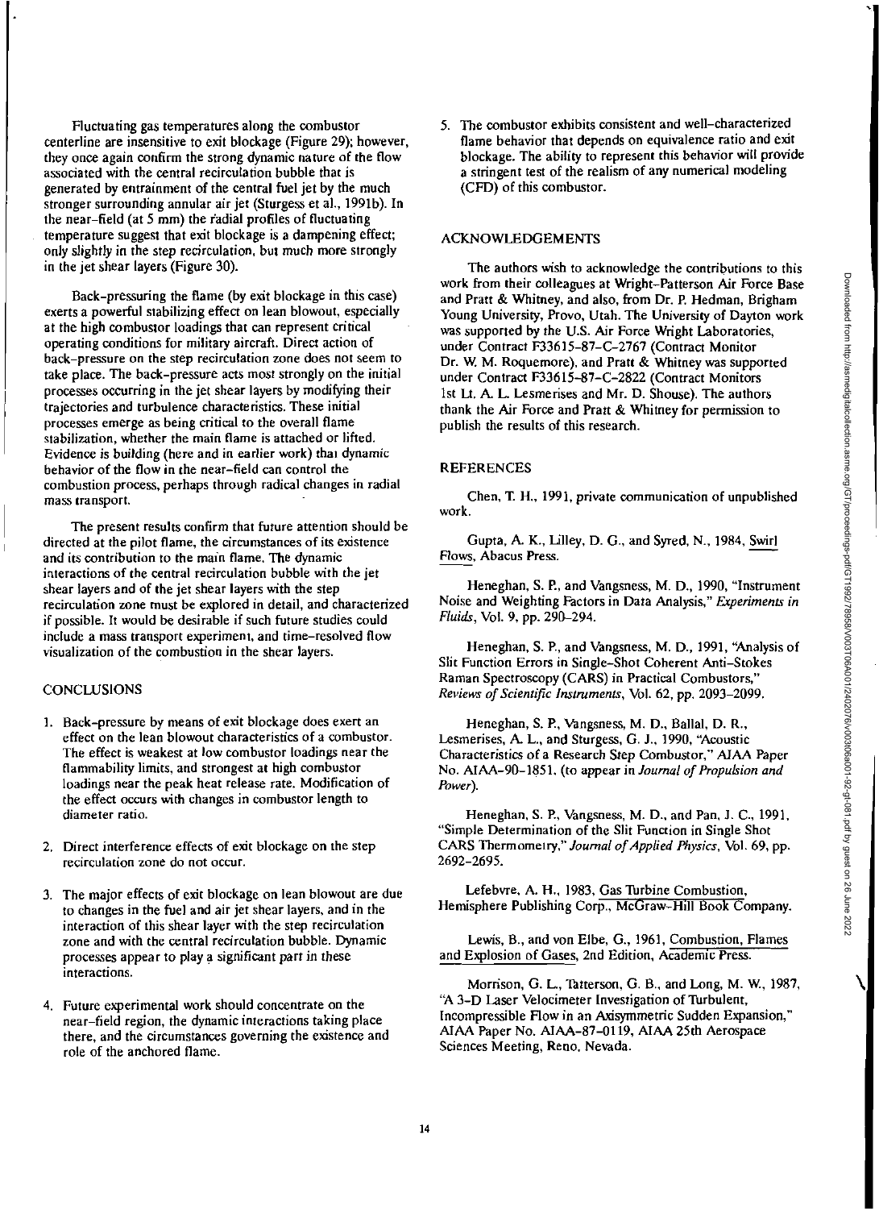Fluctuating gas temperatures along the combustor centerline are insensitive to exit blockage (Figure 29); however, they once again confirm the strong dynamic nature of the flow associated with the central recirculation bubble that is generated by entrainment of the central fuel jet by the much stronger surrounding annular air jet (Sturgess et al., 1991b). In the near-field (at 5 mm) the radial profiles of fluctuating temperature suggest that exit blockage is a dampening effect; only slightly in the step recirculation, but much more strongly in the jet shear layers (Figure 30).

Back-pressuring the flame (by exit blockage in this case) exerts a powerful stabilizing effect on lean blowout, especially at the high combustor loadings that can represent critical operating conditions for military aircraft. Direct action of back-pressure on the step recirculation zone does not seem to take place. The back-pressure acts most strongly on the initial processes occurring in the jet shear layers by modifying their trajectories and turbulence characteristics. These initial processes emerge as being critical to the overall flame stabilization, whether the main flame is attached or lifted. Evidence is building (here and in earlier work) that dynamic behavior of the flow in the near-field can control the combustion process, perhaps through radical changes in radial mass transport.

The present results confirm that future attention should be directed at the pilot flame, the circumstances of its existence and its contribution to the main flame. The dynamic interactions of the central recirculation bubble with the jet shear layers and of the jet shear layers with the step recirculation zone must be explored in detail, and characterized if possible. It would be desirable if such future studies could include a mass transport experiment, and time-resolved flow visualization of the combustion in the shear layers.

## CONCLUSIONS

1. Back-pressure by means of exit blockage does exert an effect on the lean blowout characteristics of a combustor. The effect is weakest at low combustor loadings near the flammability limits, and strongest at high combustor loadings near the peak heat release rate. Modification of the effect occurs with changes in combustor length to diameter ratio.

2. Direct interference effects of exit blockage on the step recirculation zone do not occur.

3. The major effects of exit blockage on lean blowout are due to changes in the fuel and air jet shear layers, and in the interaction of this shear layer with the step recirculation zone and with the central recirculation bubble. Dynamic processes appear to play a significant part in these interactions.

4. Future experimental work should concentrate on the near-field region, the dynamic interactions taking place there, and the circumstances governing the existence and role of the anchored flame.

5. The combustor exhibits consistent and well-characterized flame behavior that depends on equivalence ratio and exit blockage. The ability to represent this behavior will provide a stringent test of the realism of any numerical modeling (CFD) of this combustor.

## ACKNOWLEDGEMENTS

The authors wish to acknowledge the contributions to this work from their colleagues at Wright-Patterson Air Force Base and Pratt & Whitney, and also, from Dr. P. Hedman, Brigham Young University, Provo, Utah. The University of Dayton work was supported by the U.S. Air Force Wright Laboratories, under Contract F33615-87-C-2767 (Contract Monitor Dr. W. M. Roquemore), and Pratt & Whitney was supported under Contract F33615-87-C-2822 (Contract Monitors 1st Lt. A. L. Lesmerises and Mr. D. Shouse). The authors thank the Air Force and Pratt & Whitney for permission to publish the results of this research.

## REFERENCES

Chen, T. H., 1991, private communication of unpublished work.

Gupta, A. K., Lilley, D. G., and Syred, N., 1984, Swirl Flows, Abacus Press.

Heneghan, S. P., and Vangsness, M. D., 1990, "Instrument Noise and Weighting Factors in Data Analysis," *Experiments in Fluids*, Vol. 9, pp. 290–294.

Heneghan, S. P., and Vangsness, M. D., 1991, "Analysis of Slit Function Errors in Single-Shot Coherent Anti-Stokes Raman Spectroscopy (CARS) in Practical Combustors," *Reviews of Scientific Instruments*, Vol. 62, pp. 2093–2099.

Heneghan, S. P., Vangsness, M. D., Ballal, D. R., Lesmerises, A. L., and Sturgess, G. J., 1990, "Acoustic Characteristics of a Research Step Combustor," AIAA Paper No. AIAA-90-1851, (to appear in *Journal of Propulsion and Power*).

Heneghan, S. P., Vangsness, M. D., and Pan, J. C., 1991, "Simple Determination of the Slit Function in Single Shot CARS Thermometry," *Journal of Applied Physics*, Vol. 69, pp. 2692–2695.

Lefebvre, A. H., 1983, Gas Turbine Combustion, Hemisphere Publishing Corp., McGraw-Hill Book Company.

Lewis, B., and von Elbe, G., 1961, Combustion, Flames and Explosion of Gases, 2nd Edition, Academic Press.

Morrison, G. L., Tatterson, G. B., and Long, M. W., 1987, "A 3-D Laser Velocimeter Investigation of Turbulent, Incompressible Flow in an Axisymmetric Sudden Expansion," AIAA Paper No. AIAA-87-0119, AIAA 25th Aerospace Sciences Meeting, Reno, Nevada.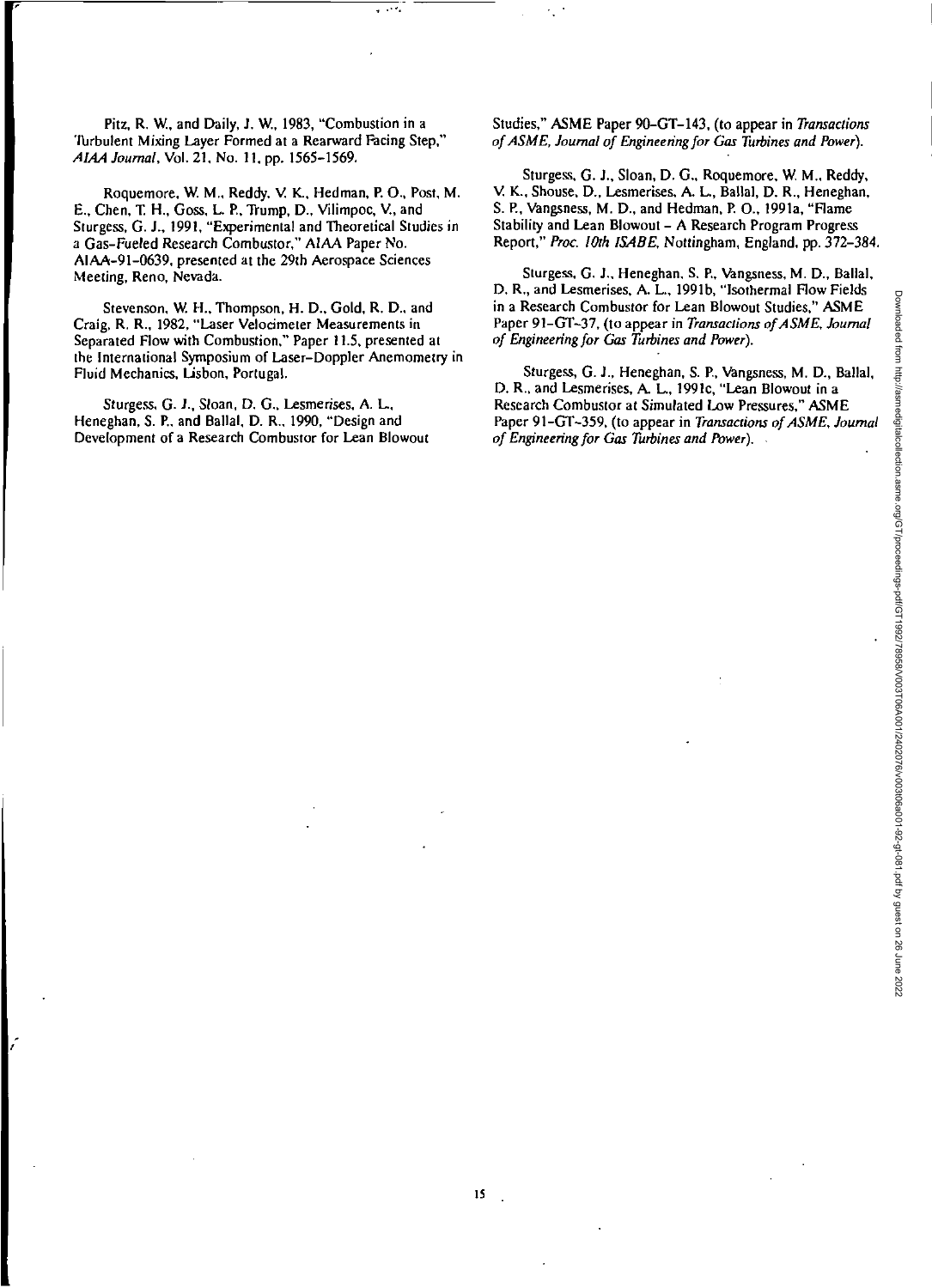Pitz, R. W., and Daily, J. W., 1983, "Combustion in a Turbulent Mixing Layer Formed at a Rearward Facing Step," *AIAA Journal*, Vol. 21, No. 11, pp. 1565–1569.

Roquemore, W. M., Reddy, V. K., Hedman, P. O., Post, M. E., Chen, T. H., Goss, L. P., Trump, D., Vilimpoc, V., and Sturgess, G. J., 1991, "Experimental and Theoretical Studies in a Gas-Fueled Research Combustor," AIAA Paper No. AIAA-91-0639, presented at the 29th Aerospace Sciences Meeting, Reno, Nevada.

Stevenson, W. H., Thompson, H. D., Gold, R. D., and Craig, R. R., 1982, "Laser Velocimeter Measurements in Separated Flow with Combustion," Paper 11.5, presented at the International Symposium of Laser-Doppler Anemometry in Fluid Mechanics, Lisbon, Portugal.

Sturgess, G. J., Sloan, D. G., Lesmerises, A. L., Heneghan, S. P., and Ballal, D. R., 1990, "Design and Development of a Research Combustor for Lean Blowout Studies," ASME Paper 90-GT-143, (to appear in *Transactions of ASME, Journal of Engineering for Gas Turbines and Power*).

Sturgess, G. J., Sloan, D. G., Roquemore, W. M., Reddy, V. K., Shouse, D., Lesmerises, A. L., Ballal, D. R., Heneghan, S. P., Vangsness, M. D., and Hedman, P. O., 1991a, "Flame Stability and Lean Blowout – A Research Program Progress Report," *Proc. 10th ISABE*, Nottingham, England, pp. 372–384.

Sturgess, G. J., Heneghan, S. P., Vangsness, M. D., Ballal, D. R., and Lesmerises, A. L., 1991b, "Isothermal Flow Fields in a Research Combustor for Lean Blowout Studies," ASME Paper 91-GT-37, (to appear in *Transactions of ASME, Journal of Engineering for Gas Turbines and Power*).

Sturgess, G. J., Heneghan, S. P., Vangsness, M. D., Ballal, D. R., and Lesmerises, A. L., 1991c, "Lean Blowout in a Research Combustor at Simulated Low Pressures," ASME Paper 91-GT-359, (to appear in *Transactions of ASME, Journal of Engineering for Gas Turbines and Power*).